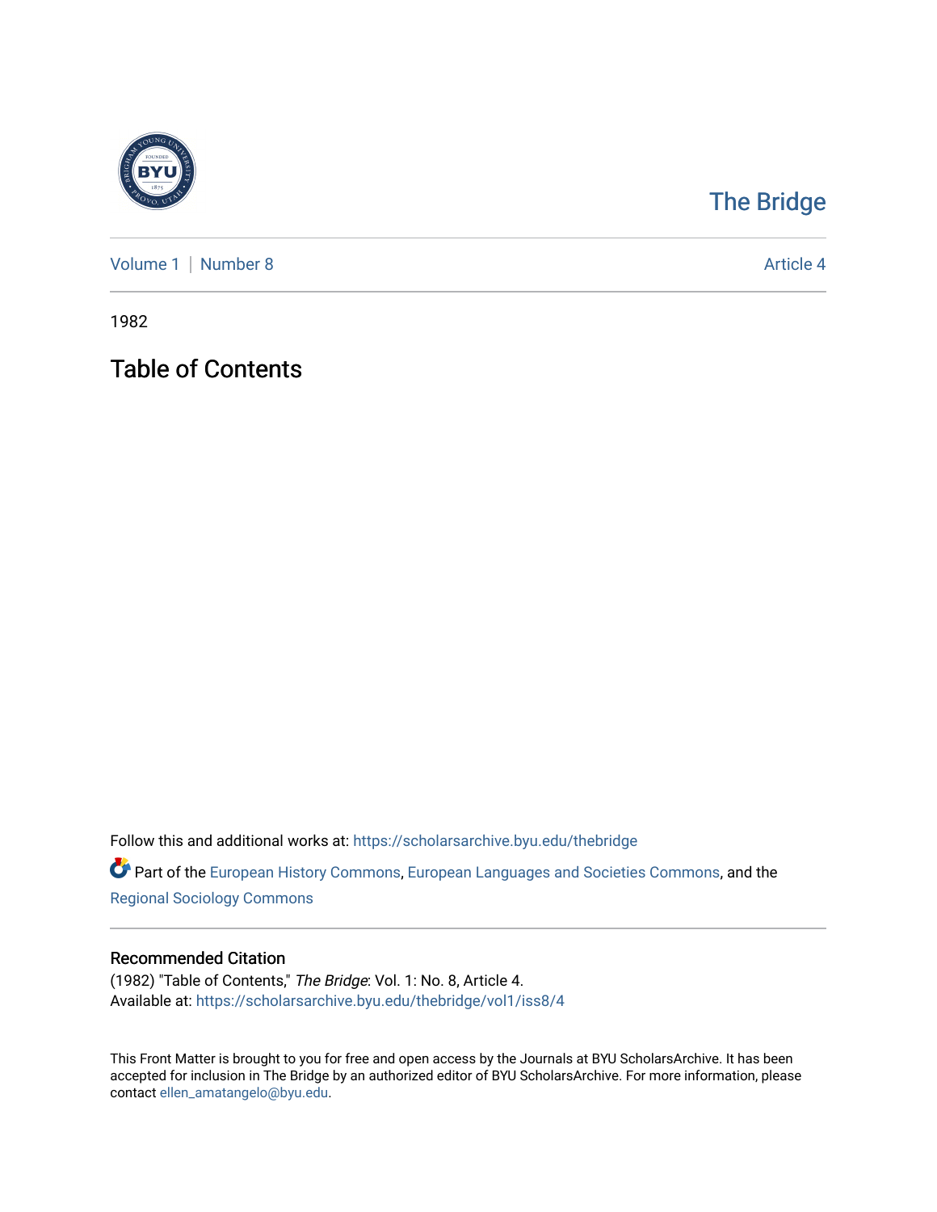The Bridge

Volume 1 | Number 8 Article 4

1982

# Table of Contents

Follow this and additional works at: https://scholarsarchive.byu.edu/thebridge

Part of the European History Commons, European Languages and Societies Commons, and the Regional Sociology Commons

## Recommended Citation

(1982) "Table of Contents," *The Bridge*: Vol. 1: No. 8, Article 4.
Available at: https://scholarsarchive.byu.edu/thebridge/vol1/iss8/4

This Front Matter is brought to you for free and open access by the Journals at BYU ScholarsArchive. It has been accepted for inclusion in The Bridge by an authorized editor of BYU ScholarsArchive. For more information, please contact ellen_amatangelo@byu.edu.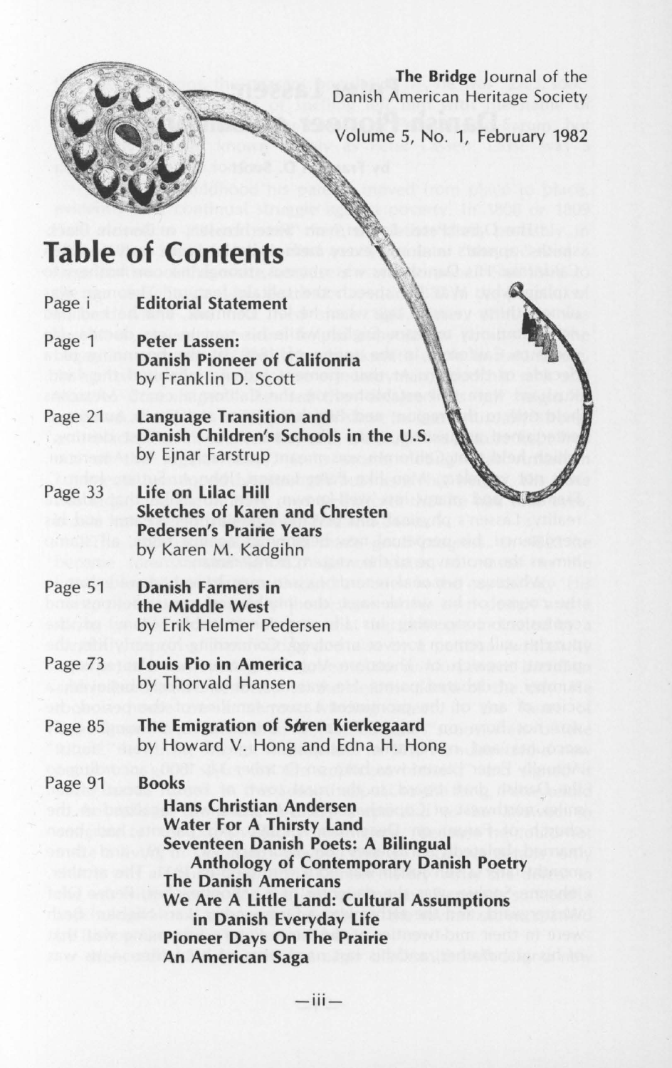**The Bridge** Journal of the
Danish American Heritage Society

Volume 5, No. 1, February 1982

# Table of Contents

Page i — **Editorial Statement**

Page 1 — **Peter Lassen: Danish Pioneer of Califonria**
by Franklin D. Scott

Page 21 — **Language Transition and Danish Children's Schools in the U.S.**
by Ejnar Farstrup

Page 33 — **Life on Lilac Hill**
**Sketches of Karen and Chresten Pedersen's Prairie Years**
by Karen M. Kadgihn

Page 51 — **Danish Farmers in the Middle West**
by Erik Helmer Pedersen

Page 73 — **Louis Pio in America**
by Thorvald Hansen

Page 85 — **The Emigration of Søren Kierkegaard**
by Howard V. Hong and Edna H. Hong

Page 91 — **Books**
**Hans Christian Andersen**
**Water For A Thirsty Land**
**Seventeen Danish Poets: A Bilingual Anthology of Contemporary Danish Poetry**
**The Danish Americans**
**We Are A Little Land: Cultural Assumptions in Danish Everyday Life**
**Pioneer Days On The Prairie**
**An American Saga**